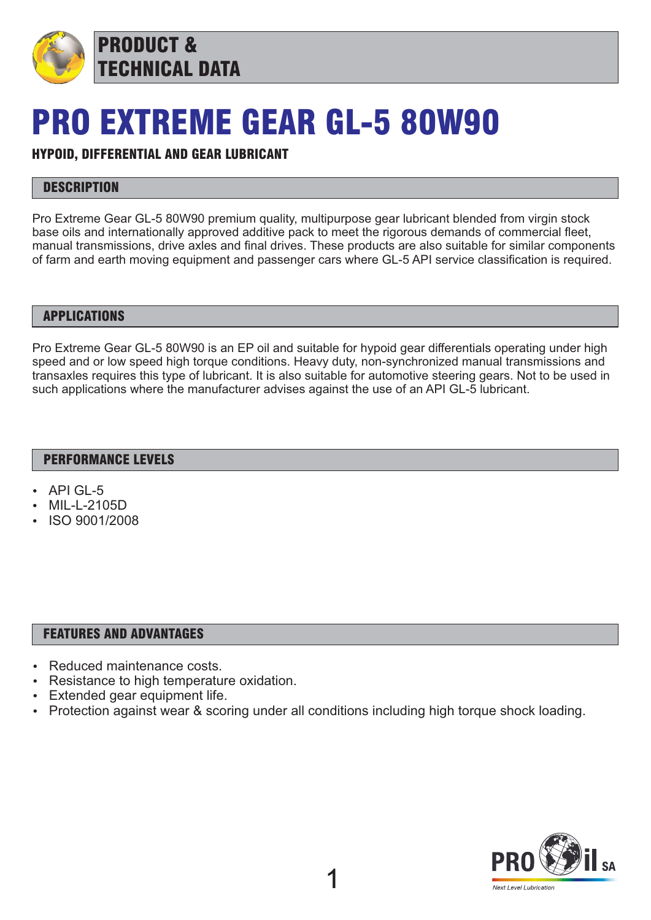# PRODUCT & TECHNICAL DATA

# PRO EXTREME GEAR GL-5 80W90

**HYPOID, DIFFERENTIAL AND GEAR LUBRICANT**

## DESCRIPTION

Pro Extreme Gear GL-5 80W90 premium quality, multipurpose gear lubricant blended from virgin stock base oils and internationally approved additive pack to meet the rigorous demands of commercial fleet, manual transmissions, drive axles and final drives. These products are also suitable for similar components of farm and earth moving equipment and passenger cars where GL-5 API service classification is required.

## APPLICATIONS

Pro Extreme Gear GL-5 80W90 is an EP oil and suitable for hypoid gear differentials operating under high speed and or low speed high torque conditions. Heavy duty, non-synchronized manual transmissions and transaxles requires this type of lubricant. It is also suitable for automotive steering gears. Not to be used in such applications where the manufacturer advises against the use of an API GL-5 lubricant.

## PERFORMANCE LEVELS

- API GL-5
- MIL-L-2105D
- ISO 9001/2008

## FEATURES AND ADVANTAGES

- Reduced maintenance costs.
- Resistance to high temperature oxidation.
- Extended gear equipment life.
- Protection against wear & scoring under all conditions including high torque shock loading.

PRO Oil SA
*Next Level Lubrication*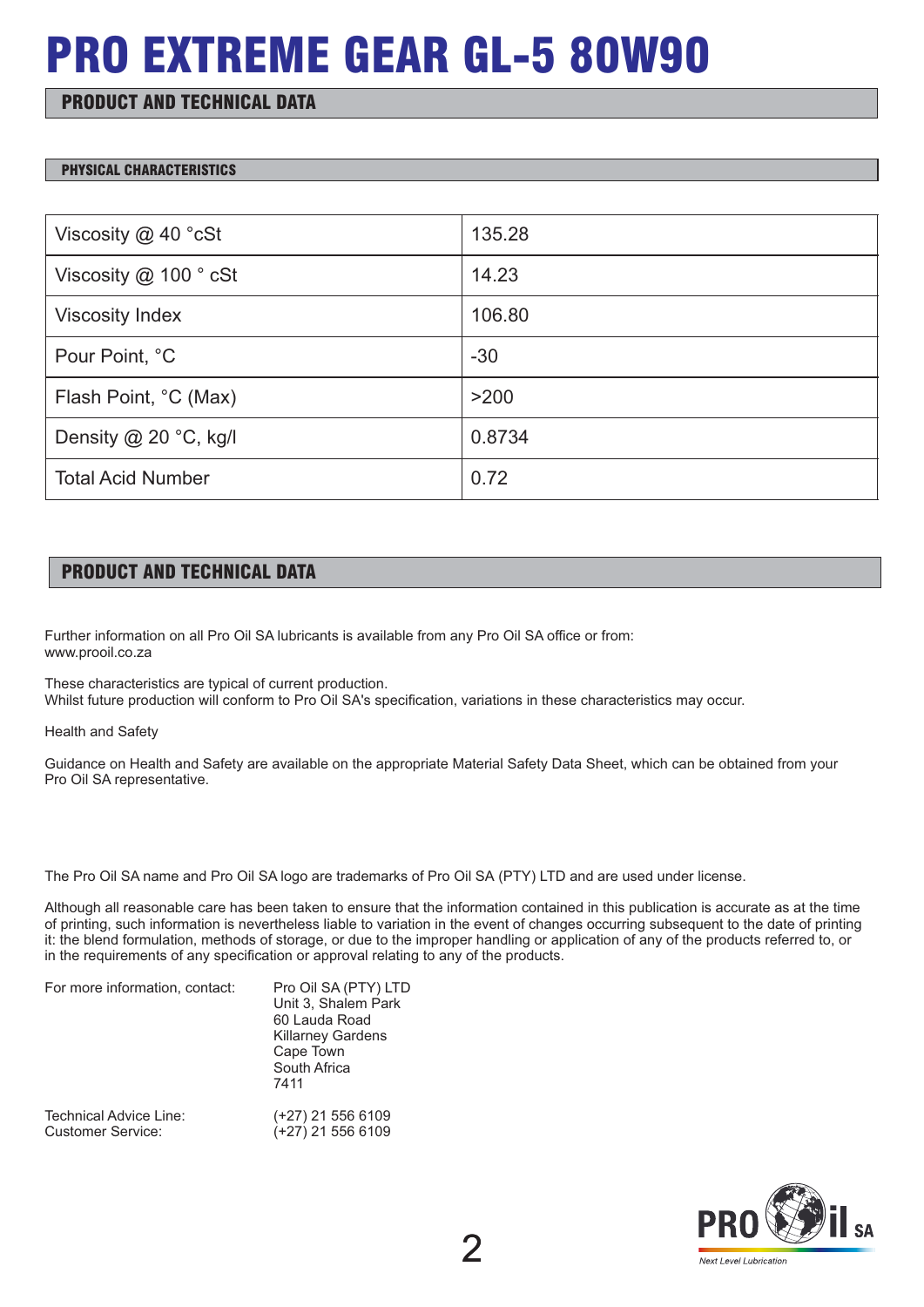# PRO EXTREME GEAR GL-5 80W90

## PRODUCT AND TECHNICAL DATA

### PHYSICAL CHARACTERISTICS

| | |
|---|---|
| Viscosity @ 40 °cSt | 135.28 |
| Viscosity @ 100 ° cSt | 14.23 |
| Viscosity Index | 106.80 |
| Pour Point, °C | -30 |
| Flash Point, °C (Max) | >200 |
| Density @ 20 °C, kg/l | 0.8734 |
| Total Acid Number | 0.72 |

## PRODUCT AND TECHNICAL DATA

Further information on all Pro Oil SA lubricants is available from any Pro Oil SA office or from:
www.prooil.co.za

These characteristics are typical of current production.
Whilst future production will conform to Pro Oil SA's specification, variations in these characteristics may occur.

Health and Safety

Guidance on Health and Safety are available on the appropriate Material Safety Data Sheet, which can be obtained from your Pro Oil SA representative.

The Pro Oil SA name and Pro Oil SA logo are trademarks of Pro Oil SA (PTY) LTD and are used under license.

Although all reasonable care has been taken to ensure that the information contained in this publication is accurate as at the time of printing, such information is nevertheless liable to variation in the event of changes occurring subsequent to the date of printing it: the blend formulation, methods of storage, or due to the improper handling or application of any of the products referred to, or in the requirements of any specification or approval relating to any of the products.

For more information, contact:

Pro Oil SA (PTY) LTD
Unit 3, Shalem Park
60 Lauda Road
Killarney Gardens
Cape Town
South Africa
7411

Technical Advice Line: (+27) 21 556 6109
Customer Service: (+27) 21 556 6109

PRO il SA
Next Level Lubrication